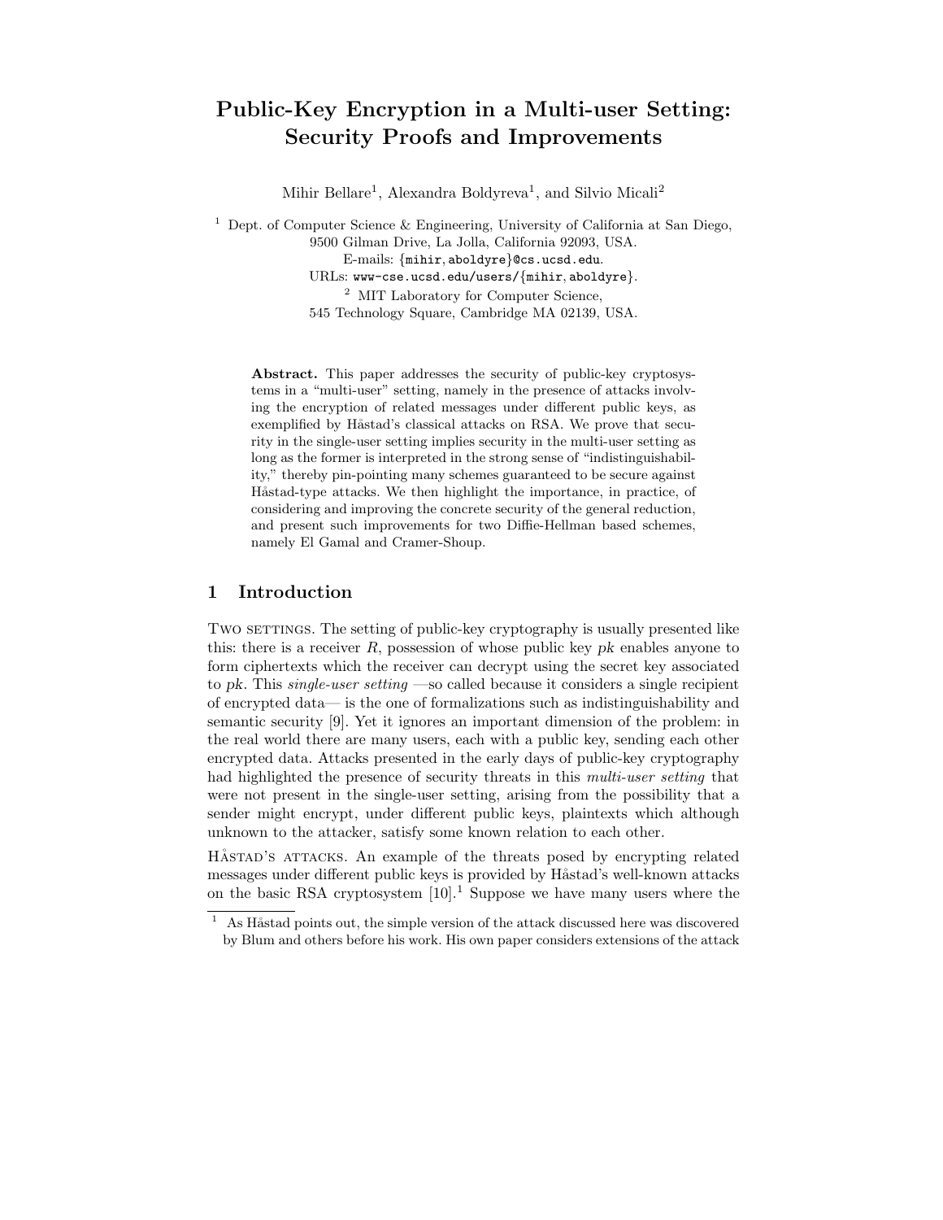# Public-Key Encryption in a Multi-user Setting: Security Proofs and Improvements

Mihir Bellare[1], Alexandra Boldyreva[1], and Silvio Micali[2]

[1] Dept. of Computer Science & Engineering, University of California at San Diego, 9500 Gilman Drive, La Jolla, California 92093, USA.
E-mails: {mihir, aboldyre}@cs.ucsd.edu.
URLs: www-cse.ucsd.edu/users/{mihir, aboldyre}.

[2] MIT Laboratory for Computer Science, 545 Technology Square, Cambridge MA 02139, USA.

**Abstract.** This paper addresses the security of public-key cryptosystems in a "multi-user" setting, namely in the presence of attacks involving the encryption of related messages under different public keys, as exemplified by Håstad's classical attacks on RSA. We prove that security in the single-user setting implies security in the multi-user setting as long as the former is interpreted in the strong sense of "indistinguishability," thereby pin-pointing many schemes guaranteed to be secure against Håstad-type attacks. We then highlight the importance, in practice, of considering and improving the concrete security of the general reduction, and present such improvements for two Diffie-Hellman based schemes, namely El Gamal and Cramer-Shoup.

## 1 Introduction

Two settings. The setting of public-key cryptography is usually presented like this: there is a receiver $R$, possession of whose public key $pk$ enables anyone to form ciphertexts which the receiver can decrypt using the secret key associated to $pk$. This *single-user setting* —so called because it considers a single recipient of encrypted data— is the one of formalizations such as indistinguishability and semantic security [9]. Yet it ignores an important dimension of the problem: in the real world there are many users, each with a public key, sending each other encrypted data. Attacks presented in the early days of public-key cryptography had highlighted the presence of security threats in this *multi-user setting* that were not present in the single-user setting, arising from the possibility that a sender might encrypt, under different public keys, plaintexts which although unknown to the attacker, satisfy some known relation to each other.

Håstad's attacks. An example of the threats posed by encrypting related messages under different public keys is provided by Håstad's well-known attacks on the basic RSA cryptosystem [10].[1] Suppose we have many users where the

[1] As Håstad points out, the simple version of the attack discussed here was discovered by Blum and others before his work. His own paper considers extensions of the attack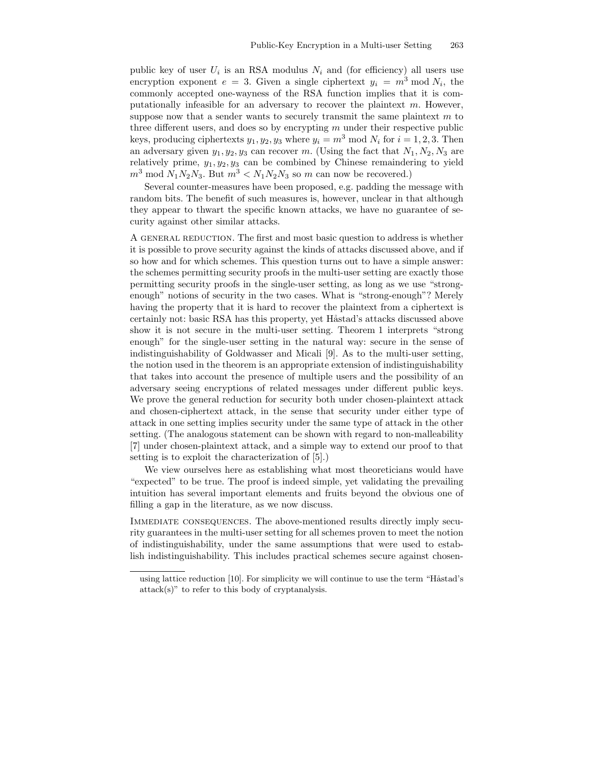public key of user $U_i$ is an RSA modulus $N_i$ and (for efficiency) all users use encryption exponent $e = 3$. Given a single ciphertext $y_i = m^3 \bmod N_i$, the commonly accepted one-wayness of the RSA function implies that it is computationally infeasible for an adversary to recover the plaintext $m$. However, suppose now that a sender wants to securely transmit the same plaintext $m$ to three different users, and does so by encrypting $m$ under their respective public keys, producing ciphertexts $y_1, y_2, y_3$ where $y_i = m^3 \bmod N_i$ for $i = 1, 2, 3$. Then an adversary given $y_1, y_2, y_3$ can recover $m$. (Using the fact that $N_1, N_2, N_3$ are relatively prime, $y_1, y_2, y_3$ can be combined by Chinese remaindering to yield $m^3 \bmod N_1N_2N_3$. But $m^3 < N_1N_2N_3$ so $m$ can now be recovered.)

Several counter-measures have been proposed, e.g. padding the message with random bits. The benefit of such measures is, however, unclear in that although they appear to thwart the specific known attacks, we have no guarantee of security against other similar attacks.

A general reduction. The first and most basic question to address is whether it is possible to prove security against the kinds of attacks discussed above, and if so how and for which schemes. This question turns out to have a simple answer: the schemes permitting security proofs in the multi-user setting are exactly those permitting security proofs in the single-user setting, as long as we use "strong-enough" notions of security in the two cases. What is "strong-enough"? Merely having the property that it is hard to recover the plaintext from a ciphertext is certainly not: basic RSA has this property, yet Håstad's attacks discussed above show it is not secure in the multi-user setting. Theorem 1 interprets "strong enough" for the single-user setting in the natural way: secure in the sense of indistinguishability of Goldwasser and Micali [9]. As to the multi-user setting, the notion used in the theorem is an appropriate extension of indistinguishability that takes into account the presence of multiple users and the possibility of an adversary seeing encryptions of related messages under different public keys. We prove the general reduction for security both under chosen-plaintext attack and chosen-ciphertext attack, in the sense that security under either type of attack in one setting implies security under the same type of attack in the other setting. (The analogous statement can be shown with regard to non-malleability [7] under chosen-plaintext attack, and a simple way to extend our proof to that setting is to exploit the characterization of [5].)

We view ourselves here as establishing what most theoreticians would have "expected" to be true. The proof is indeed simple, yet validating the prevailing intuition has several important elements and fruits beyond the obvious one of filling a gap in the literature, as we now discuss.

Immediate consequences. The above-mentioned results directly imply security guarantees in the multi-user setting for all schemes proven to meet the notion of indistinguishability, under the same assumptions that were used to establish indistinguishability. This includes practical schemes secure against chosen-

using lattice reduction [10]. For simplicity we will continue to use the term "Håstad's attack(s)" to refer to this body of cryptanalysis.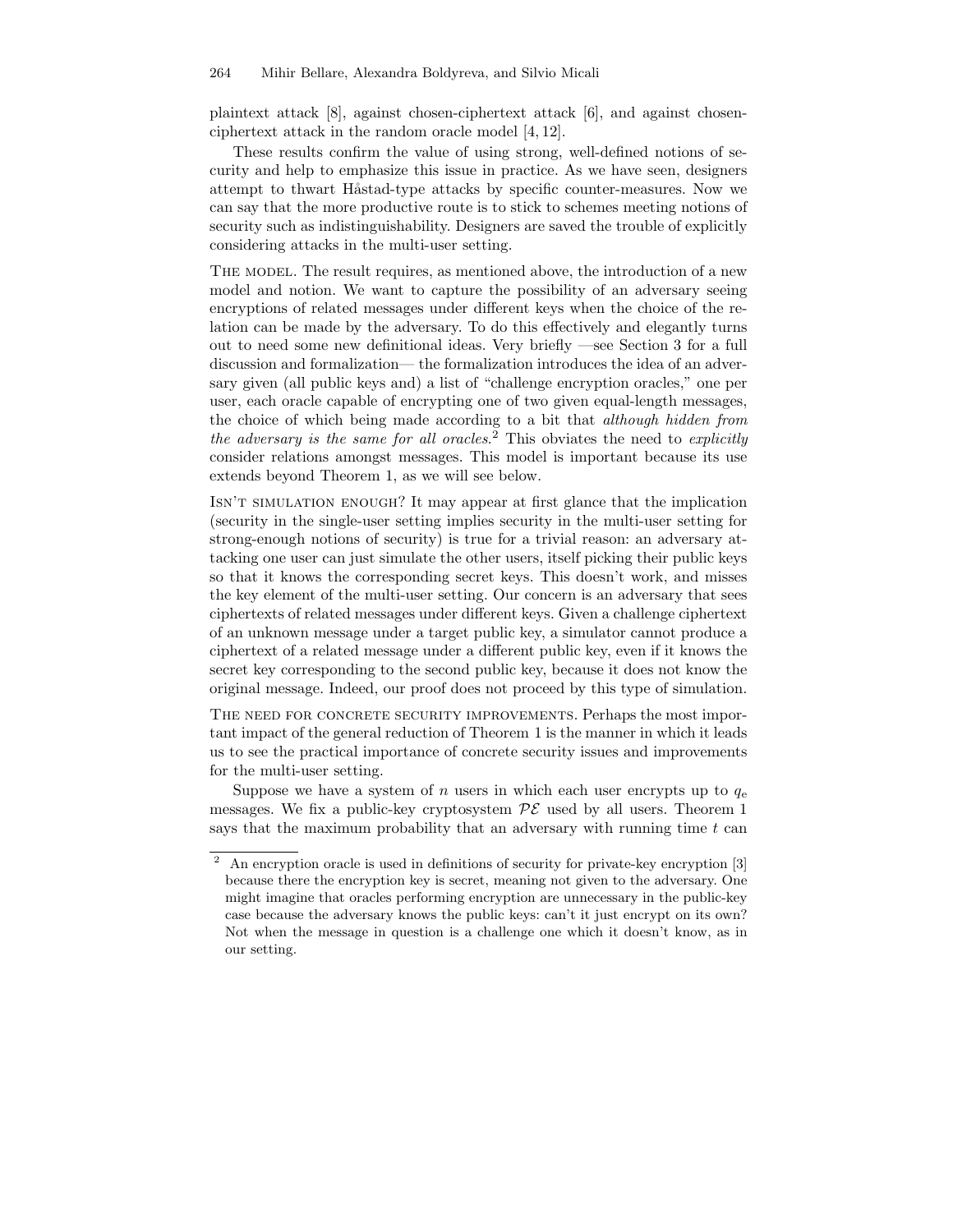plaintext attack [8], against chosen-ciphertext attack [6], and against chosen-ciphertext attack in the random oracle model [4, 12].

These results confirm the value of using strong, well-defined notions of security and help to emphasize this issue in practice. As we have seen, designers attempt to thwart Håstad-type attacks by specific counter-measures. Now we can say that the more productive route is to stick to schemes meeting notions of security such as indistinguishability. Designers are saved the trouble of explicitly considering attacks in the multi-user setting.

**The model.** The result requires, as mentioned above, the introduction of a new model and notion. We want to capture the possibility of an adversary seeing encryptions of related messages under different keys when the choice of the relation can be made by the adversary. To do this effectively and elegantly turns out to need some new definitional ideas. Very briefly —see Section 3 for a full discussion and formalization— the formalization introduces the idea of an adversary given (all public keys and) a list of "challenge encryption oracles," one per user, each oracle capable of encrypting one of two given equal-length messages, the choice of which being made according to a bit that *although hidden from the adversary is the same for all oracles*.[2] This obviates the need to *explicitly* consider relations amongst messages. This model is important because its use extends beyond Theorem 1, as we will see below.

**Isn't simulation enough?** It may appear at first glance that the implication (security in the single-user setting implies security in the multi-user setting for strong-enough notions of security) is true for a trivial reason: an adversary attacking one user can just simulate the other users, itself picking their public keys so that it knows the corresponding secret keys. This doesn't work, and misses the key element of the multi-user setting. Our concern is an adversary that sees ciphertexts of related messages under different keys. Given a challenge ciphertext of an unknown message under a target public key, a simulator cannot produce a ciphertext of a related message under a different public key, even if it knows the secret key corresponding to the second public key, because it does not know the original message. Indeed, our proof does not proceed by this type of simulation.

**The need for concrete security improvements.** Perhaps the most important impact of the general reduction of Theorem 1 is the manner in which it leads us to see the practical importance of concrete security issues and improvements for the multi-user setting.

Suppose we have a system of $n$ users in which each user encrypts up to $q_e$ messages. We fix a public-key cryptosystem $\mathcal{PE}$ used by all users. Theorem 1 says that the maximum probability that an adversary with running time $t$ can

[2] An encryption oracle is used in definitions of security for private-key encryption [3] because there the encryption key is secret, meaning not given to the adversary. One might imagine that oracles performing encryption are unnecessary in the public-key case because the adversary knows the public keys: can't it just encrypt on its own? Not when the message in question is a challenge one which it doesn't know, as in our setting.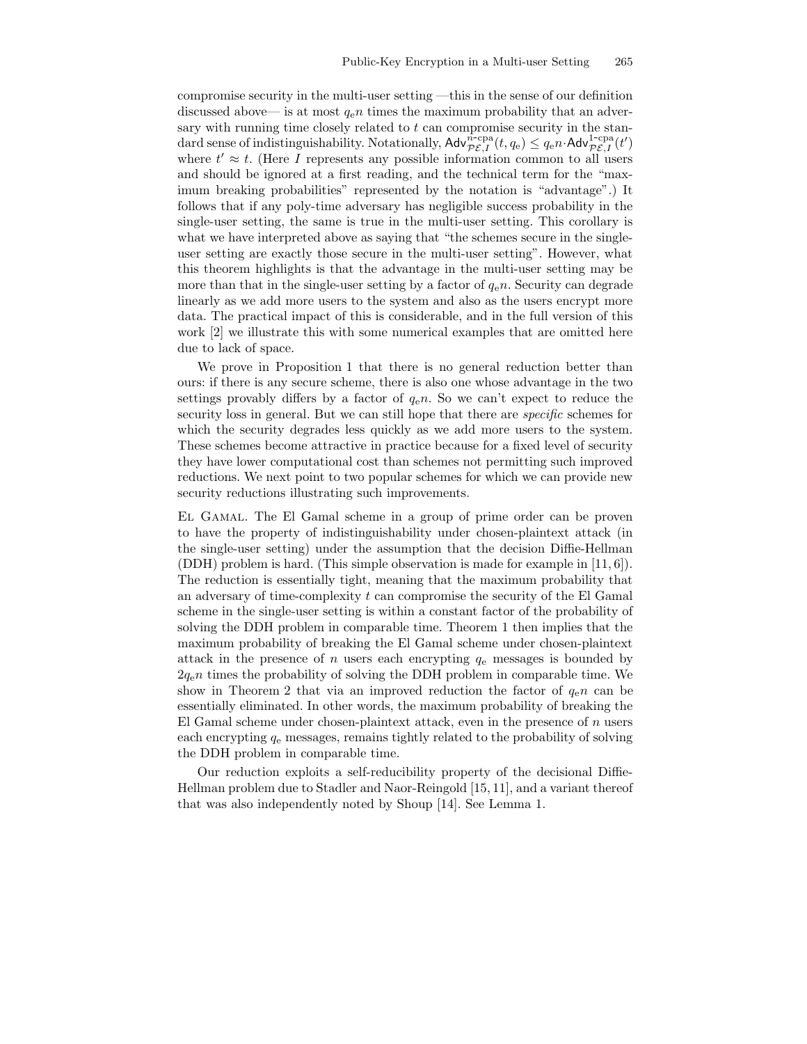compromise security in the multi-user setting —this in the sense of our definition discussed above— is at most $q_e n$ times the maximum probability that an adversary with running time closely related to $t$ can compromise security in the standard sense of indistinguishability. Notationally, $\mathsf{Adv}^{n\text{-cpa}}_{\mathcal{PE},I}(t, q_e) \le q_e n \cdot \mathsf{Adv}^{1\text{-cpa}}_{\mathcal{PE},I}(t')$ where $t' \approx t$. (Here $I$ represents any possible information common to all users and should be ignored at a first reading, and the technical term for the "maximum breaking probabilities" represented by the notation is "advantage".) It follows that if any poly-time adversary has negligible success probability in the single-user setting, the same is true in the multi-user setting. This corollary is what we have interpreted above as saying that "the schemes secure in the single-user setting are exactly those secure in the multi-user setting". However, what this theorem highlights is that the advantage in the multi-user setting may be more than that in the single-user setting by a factor of $q_e n$. Security can degrade linearly as we add more users to the system and also as the users encrypt more data. The practical impact of this is considerable, and in the full version of this work [2] we illustrate this with some numerical examples that are omitted here due to lack of space.

We prove in Proposition 1 that there is no general reduction better than ours: if there is any secure scheme, there is also one whose advantage in the two settings provably differs by a factor of $q_e n$. So we can't expect to reduce the security loss in general. But we can still hope that there are *specific* schemes for which the security degrades less quickly as we add more users to the system. These schemes become attractive in practice because for a fixed level of security they have lower computational cost than schemes not permitting such improved reductions. We next point to two popular schemes for which we can provide new security reductions illustrating such improvements.

El Gamal. The El Gamal scheme in a group of prime order can be proven to have the property of indistinguishability under chosen-plaintext attack (in the single-user setting) under the assumption that the decision Diffie-Hellman (DDH) problem is hard. (This simple observation is made for example in [11, 6]). The reduction is essentially tight, meaning that the maximum probability that an adversary of time-complexity $t$ can compromise the security of the El Gamal scheme in the single-user setting is within a constant factor of the probability of solving the DDH problem in comparable time. Theorem 1 then implies that the maximum probability of breaking the El Gamal scheme under chosen-plaintext attack in the presence of $n$ users each encrypting $q_e$ messages is bounded by $2q_e n$ times the probability of solving the DDH problem in comparable time. We show in Theorem 2 that via an improved reduction the factor of $q_e n$ can be essentially eliminated. In other words, the maximum probability of breaking the El Gamal scheme under chosen-plaintext attack, even in the presence of $n$ users each encrypting $q_e$ messages, remains tightly related to the probability of solving the DDH problem in comparable time.

Our reduction exploits a self-reducibility property of the decisional Diffie-Hellman problem due to Stadler and Naor-Reingold [15, 11], and a variant thereof that was also independently noted by Shoup [14]. See Lemma 1.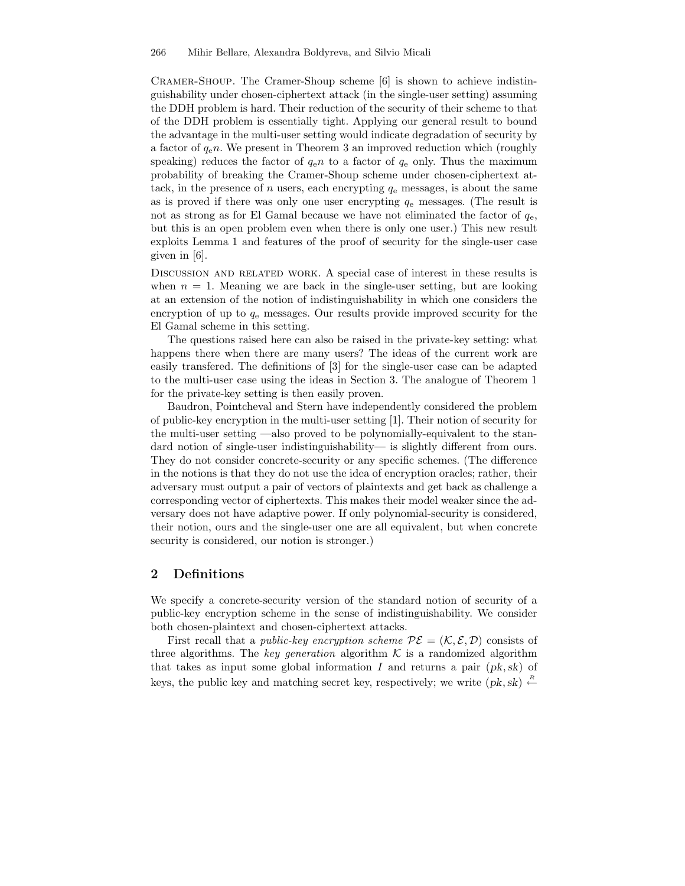Cramer-Shoup. The Cramer-Shoup scheme [6] is shown to achieve indistinguishability under chosen-ciphertext attack (in the single-user setting) assuming the DDH problem is hard. Their reduction of the security of their scheme to that of the DDH problem is essentially tight. Applying our general result to bound the advantage in the multi-user setting would indicate degradation of security by a factor of $q_e n$. We present in Theorem 3 an improved reduction which (roughly speaking) reduces the factor of $q_e n$ to a factor of $q_e$ only. Thus the maximum probability of breaking the Cramer-Shoup scheme under chosen-ciphertext attack, in the presence of $n$ users, each encrypting $q_e$ messages, is about the same as is proved if there was only one user encrypting $q_e$ messages. (The result is not as strong as for El Gamal because we have not eliminated the factor of $q_e$, but this is an open problem even when there is only one user.) This new result exploits Lemma 1 and features of the proof of security for the single-user case given in [6].

Discussion and related work. A special case of interest in these results is when $n = 1$. Meaning we are back in the single-user setting, but are looking at an extension of the notion of indistinguishability in which one considers the encryption of up to $q_e$ messages. Our results provide improved security for the El Gamal scheme in this setting.

The questions raised here can also be raised in the private-key setting: what happens there when there are many users? The ideas of the current work are easily transfered. The definitions of [3] for the single-user case can be adapted to the multi-user case using the ideas in Section 3. The analogue of Theorem 1 for the private-key setting is then easily proven.

Baudron, Pointcheval and Stern have independently considered the problem of public-key encryption in the multi-user setting [1]. Their notion of security for the multi-user setting —also proved to be polynomially-equivalent to the standard notion of single-user indistinguishability— is slightly different from ours. They do not consider concrete-security or any specific schemes. (The difference in the notions is that they do not use the idea of encryption oracles; rather, their adversary must output a pair of vectors of plaintexts and get back as challenge a corresponding vector of ciphertexts. This makes their model weaker since the adversary does not have adaptive power. If only polynomial-security is considered, their notion, ours and the single-user one are all equivalent, but when concrete security is considered, our notion is stronger.)

## 2 Definitions

We specify a concrete-security version of the standard notion of security of a public-key encryption scheme in the sense of indistinguishability. We consider both chosen-plaintext and chosen-ciphertext attacks.

First recall that a *public-key encryption scheme* $\mathcal{PE} = (\mathcal{K}, \mathcal{E}, \mathcal{D})$ consists of three algorithms. The *key generation* algorithm $\mathcal{K}$ is a randomized algorithm that takes as input some global information $I$ and returns a pair $(pk, sk)$ of keys, the public key and matching secret key, respectively; we write $(pk, sk) \stackrel{R}{\leftarrow}$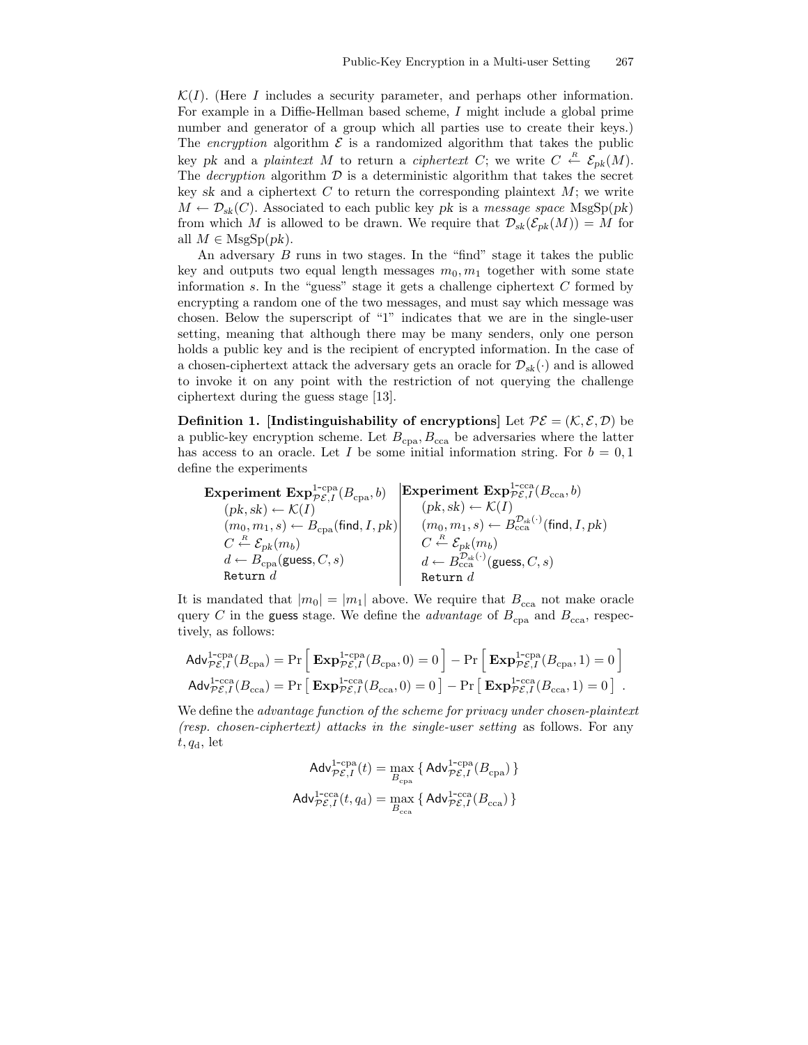$\mathcal{K}(I)$. (Here $I$ includes a security parameter, and perhaps other information. For example in a Diffie-Hellman based scheme, $I$ might include a global prime number and generator of a group which all parties use to create their keys.) The *encryption* algorithm $\mathcal{E}$ is a randomized algorithm that takes the public key $pk$ and a *plaintext* $M$ to return a *ciphertext* $C$; we write $C \stackrel{R}{\leftarrow} \mathcal{E}_{pk}(M)$. The *decryption* algorithm $\mathcal{D}$ is a deterministic algorithm that takes the secret key $sk$ and a ciphertext $C$ to return the corresponding plaintext $M$; we write $M \leftarrow \mathcal{D}_{sk}(C)$. Associated to each public key $pk$ is a *message space* $\mathrm{MsgSp}(pk)$ from which $M$ is allowed to be drawn. We require that $\mathcal{D}_{sk}(\mathcal{E}_{pk}(M)) = M$ for all $M \in \mathrm{MsgSp}(pk)$.

An adversary $B$ runs in two stages. In the "find" stage it takes the public key and outputs two equal length messages $m_0, m_1$ together with some state information $s$. In the "guess" stage it gets a challenge ciphertext $C$ formed by encrypting a random one of the two messages, and must say which message was chosen. Below the superscript of "1" indicates that we are in the single-user setting, meaning that although there may be many senders, only one person holds a public key and is the recipient of encrypted information. In the case of a chosen-ciphertext attack the adversary gets an oracle for $\mathcal{D}_{sk}(\cdot)$ and is allowed to invoke it on any point with the restriction of not querying the challenge ciphertext during the guess stage [13].

**Definition 1. [Indistinguishability of encryptions]** Let $\mathcal{PE} = (\mathcal{K}, \mathcal{E}, \mathcal{D})$ be a public-key encryption scheme. Let $B_{\rm cpa}, B_{\rm cca}$ be adversaries where the latter has access to an oracle. Let $I$ be some initial information string. For $b = 0, 1$ define the experiments

| **Experiment** $\mathbf{Exp}^{\text{1-cpa}}_{\mathcal{PE},I}(B_{\rm cpa}, b)$ | **Experiment** $\mathbf{Exp}^{\text{1-cca}}_{\mathcal{PE},I}(B_{\rm cca}, b)$ |
|---|---|
| $(pk, sk) \leftarrow \mathcal{K}(I)$ | $(pk, sk) \leftarrow \mathcal{K}(I)$ |
| $(m_0, m_1, s) \leftarrow B_{\rm cpa}(\mathsf{find}, I, pk)$ | $(m_0, m_1, s) \leftarrow B_{\rm cca}^{\mathcal{D}_{sk}(\cdot)}(\mathsf{find}, I, pk)$ |
| $C \stackrel{R}{\leftarrow} \mathcal{E}_{pk}(m_b)$ | $C \stackrel{R}{\leftarrow} \mathcal{E}_{pk}(m_b)$ |
| $d \leftarrow B_{\rm cpa}(\mathsf{guess}, C, s)$ | $d \leftarrow B_{\rm cca}^{\mathcal{D}_{sk}(\cdot)}(\mathsf{guess}, C, s)$ |
| `Return` $d$ | `Return` $d$ |

It is mandated that $|m_0| = |m_1|$ above. We require that $B_{\rm cca}$ not make oracle query $C$ in the guess stage. We define the *advantage* of $B_{\rm cpa}$ and $B_{\rm cca}$, respectively, as follows:

$$\mathsf{Adv}^{\text{1-cpa}}_{\mathcal{PE},I}(B_{\rm cpa}) = \Pr\left[\,\mathbf{Exp}^{\text{1-cpa}}_{\mathcal{PE},I}(B_{\rm cpa}, 0) = 0\,\right] - \Pr\left[\,\mathbf{Exp}^{\text{1-cpa}}_{\mathcal{PE},I}(B_{\rm cpa}, 1) = 0\,\right]$$

$$\mathsf{Adv}^{\text{1-cca}}_{\mathcal{PE},I}(B_{\rm cca}) = \Pr\left[\,\mathbf{Exp}^{\text{1-cca}}_{\mathcal{PE},I}(B_{\rm cca}, 0) = 0\,\right] - \Pr\left[\,\mathbf{Exp}^{\text{1-cca}}_{\mathcal{PE},I}(B_{\rm cca}, 1) = 0\,\right] .$$

We define the *advantage function of the scheme for privacy under chosen-plaintext (resp. chosen-ciphertext) attacks in the single-user setting* as follows. For any $t, q_{\rm d}$, let

$$\mathsf{Adv}^{\text{1-cpa}}_{\mathcal{PE},I}(t) = \max_{B_{\rm cpa}} \left\{\, \mathsf{Adv}^{\text{1-cpa}}_{\mathcal{PE},I}(B_{\rm cpa}) \,\right\}$$

$$\mathsf{Adv}^{\text{1-cca}}_{\mathcal{PE},I}(t, q_{\rm d}) = \max_{B_{\rm cca}} \left\{\, \mathsf{Adv}^{\text{1-cca}}_{\mathcal{PE},I}(B_{\rm cca}) \,\right\}$$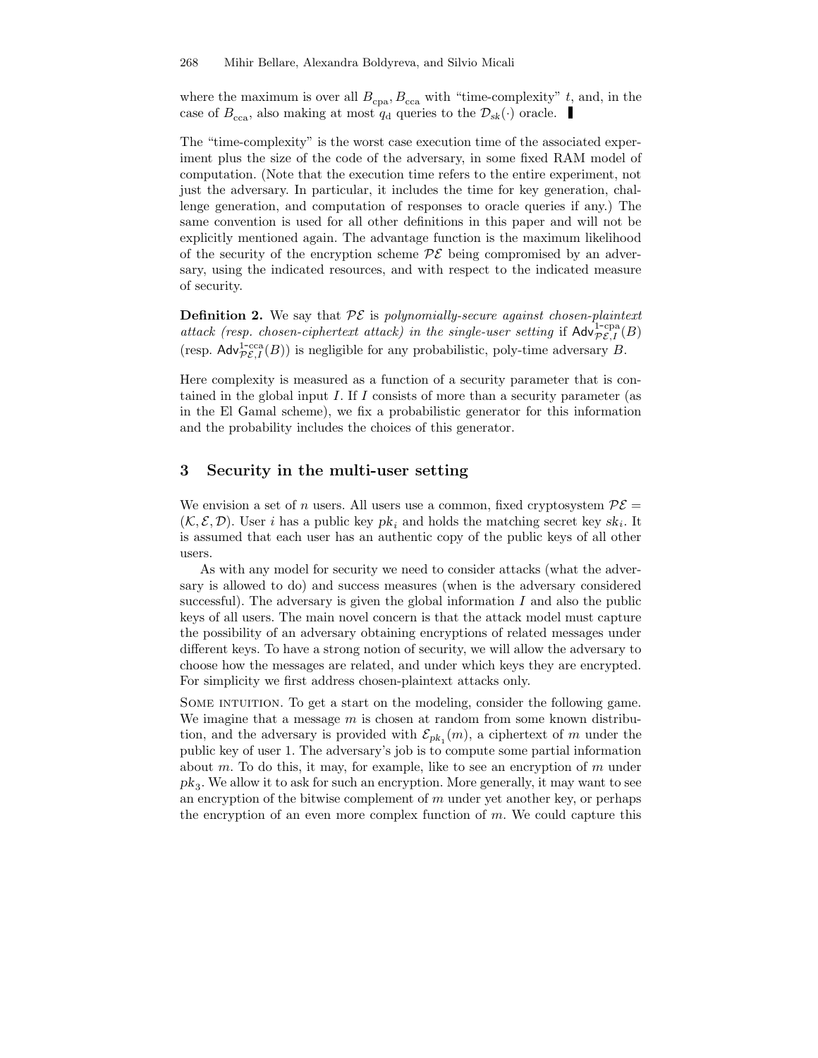where the maximum is over all $B_{\mathrm{cpa}}, B_{\mathrm{cca}}$ with "time-complexity" $t$, and, in the case of $B_{\mathrm{cca}}$, also making at most $q_{\mathrm{d}}$ queries to the $\mathcal{D}_{sk}(\cdot)$ oracle. ▌

The "time-complexity" is the worst case execution time of the associated experiment plus the size of the code of the adversary, in some fixed RAM model of computation. (Note that the execution time refers to the entire experiment, not just the adversary. In particular, it includes the time for key generation, challenge generation, and computation of responses to oracle queries if any.) The same convention is used for all other definitions in this paper and will not be explicitly mentioned again. The advantage function is the maximum likelihood of the security of the encryption scheme $\mathcal{PE}$ being compromised by an adversary, using the indicated resources, and with respect to the indicated measure of security.

**Definition 2.** We say that $\mathcal{PE}$ is *polynomially-secure against chosen-plaintext attack (resp. chosen-ciphertext attack) in the single-user setting* if $\mathsf{Adv}^{1\text{-cpa}}_{\mathcal{PE},I}(B)$ (resp. $\mathsf{Adv}^{1\text{-cca}}_{\mathcal{PE},I}(B)$) is negligible for any probabilistic, poly-time adversary $B$.

Here complexity is measured as a function of a security parameter that is contained in the global input $I$. If $I$ consists of more than a security parameter (as in the El Gamal scheme), we fix a probabilistic generator for this information and the probability includes the choices of this generator.

## 3 Security in the multi-user setting

We envision a set of $n$ users. All users use a common, fixed cryptosystem $\mathcal{PE} = (\mathcal{K}, \mathcal{E}, \mathcal{D})$. User $i$ has a public key $pk_i$ and holds the matching secret key $sk_i$. It is assumed that each user has an authentic copy of the public keys of all other users.

As with any model for security we need to consider attacks (what the adversary is allowed to do) and success measures (when is the adversary considered successful). The adversary is given the global information $I$ and also the public keys of all users. The main novel concern is that the attack model must capture the possibility of an adversary obtaining encryptions of related messages under different keys. To have a strong notion of security, we will allow the adversary to choose how the messages are related, and under which keys they are encrypted. For simplicity we first address chosen-plaintext attacks only.

Some intuition. To get a start on the modeling, consider the following game. We imagine that a message $m$ is chosen at random from some known distribution, and the adversary is provided with $\mathcal{E}_{pk_1}(m)$, a ciphertext of $m$ under the public key of user 1. The adversary's job is to compute some partial information about $m$. To do this, it may, for example, like to see an encryption of $m$ under $pk_3$. We allow it to ask for such an encryption. More generally, it may want to see an encryption of the bitwise complement of $m$ under yet another key, or perhaps the encryption of an even more complex function of $m$. We could capture this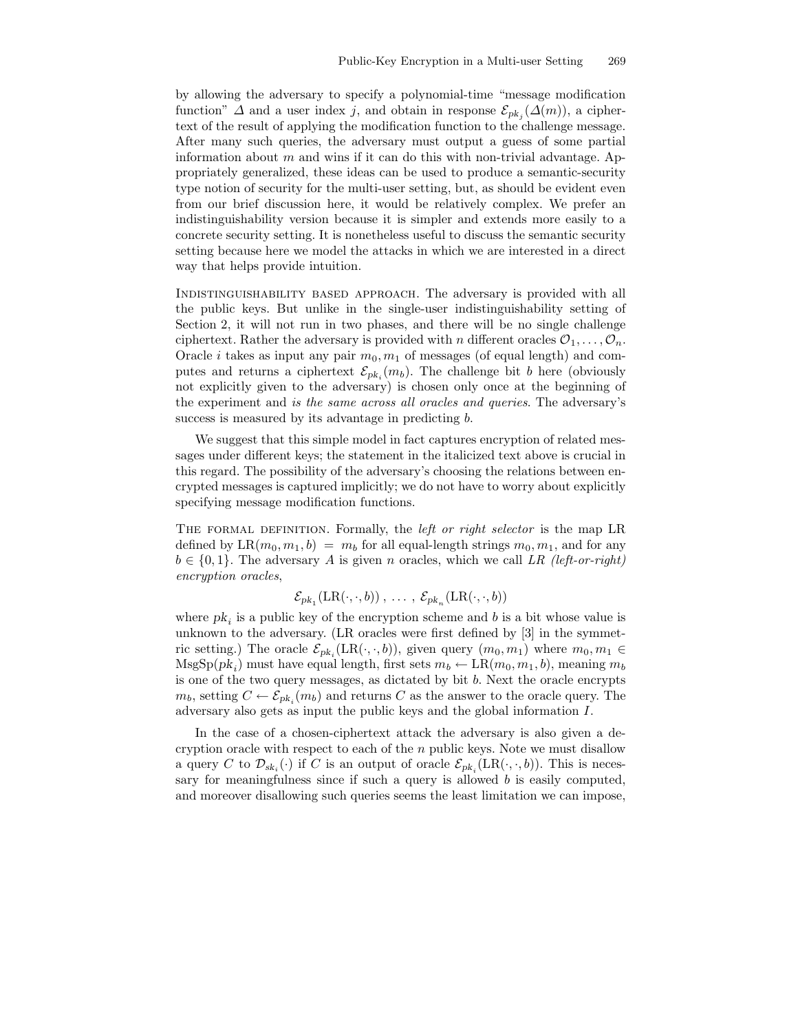by allowing the adversary to specify a polynomial-time "message modification function" $\Delta$ and a user index $j$, and obtain in response $\mathcal{E}_{pk_j}(\Delta(m))$, a ciphertext of the result of applying the modification function to the challenge message. After many such queries, the adversary must output a guess of some partial information about $m$ and wins if it can do this with non-trivial advantage. Appropriately generalized, these ideas can be used to produce a semantic-security type notion of security for the multi-user setting, but, as should be evident even from our brief discussion here, it would be relatively complex. We prefer an indistinguishability version because it is simpler and extends more easily to a concrete security setting. It is nonetheless useful to discuss the semantic security setting because here we model the attacks in which we are interested in a direct way that helps provide intuition.

Indistinguishability based approach. The adversary is provided with all the public keys. But unlike in the single-user indistinguishability setting of Section 2, it will not run in two phases, and there will be no single challenge ciphertext. Rather the adversary is provided with $n$ different oracles $\mathcal{O}_1, \ldots, \mathcal{O}_n$. Oracle $i$ takes as input any pair $m_0, m_1$ of messages (of equal length) and computes and returns a ciphertext $\mathcal{E}_{pk_i}(m_b)$. The challenge bit $b$ here (obviously not explicitly given to the adversary) is chosen only once at the beginning of the experiment and *is the same across all oracles and queries*. The adversary's success is measured by its advantage in predicting $b$.

We suggest that this simple model in fact captures encryption of related messages under different keys; the statement in the italicized text above is crucial in this regard. The possibility of the adversary's choosing the relations between encrypted messages is captured implicitly; we do not have to worry about explicitly specifying message modification functions.

The formal definition. Formally, the *left or right selector* is the map LR defined by $\mathrm{LR}(m_0, m_1, b) = m_b$ for all equal-length strings $m_0, m_1$, and for any $b \in \{0, 1\}$. The adversary $A$ is given $n$ oracles, which we call *LR (left-or-right) encryption oracles*,

$$\mathcal{E}_{pk_1}(\mathrm{LR}(\cdot,\cdot,b)) \,,\; \ldots \;,\, \mathcal{E}_{pk_n}(\mathrm{LR}(\cdot,\cdot,b))$$

where $pk_i$ is a public key of the encryption scheme and $b$ is a bit whose value is unknown to the adversary. (LR oracles were first defined by [3] in the symmetric setting.) The oracle $\mathcal{E}_{pk_i}(\mathrm{LR}(\cdot,\cdot,b))$, given query $(m_0, m_1)$ where $m_0, m_1 \in \mathrm{MsgSp}(pk_i)$ must have equal length, first sets $m_b \leftarrow \mathrm{LR}(m_0, m_1, b)$, meaning $m_b$ is one of the two query messages, as dictated by bit $b$. Next the oracle encrypts $m_b$, setting $C \leftarrow \mathcal{E}_{pk_i}(m_b)$ and returns $C$ as the answer to the oracle query. The adversary also gets as input the public keys and the global information $I$.

In the case of a chosen-ciphertext attack the adversary is also given a decryption oracle with respect to each of the $n$ public keys. Note we must disallow a query $C$ to $\mathcal{D}_{sk_i}(\cdot)$ if $C$ is an output of oracle $\mathcal{E}_{pk_i}(\mathrm{LR}(\cdot,\cdot,b))$. This is necessary for meaningfulness since if such a query is allowed $b$ is easily computed, and moreover disallowing such queries seems the least limitation we can impose,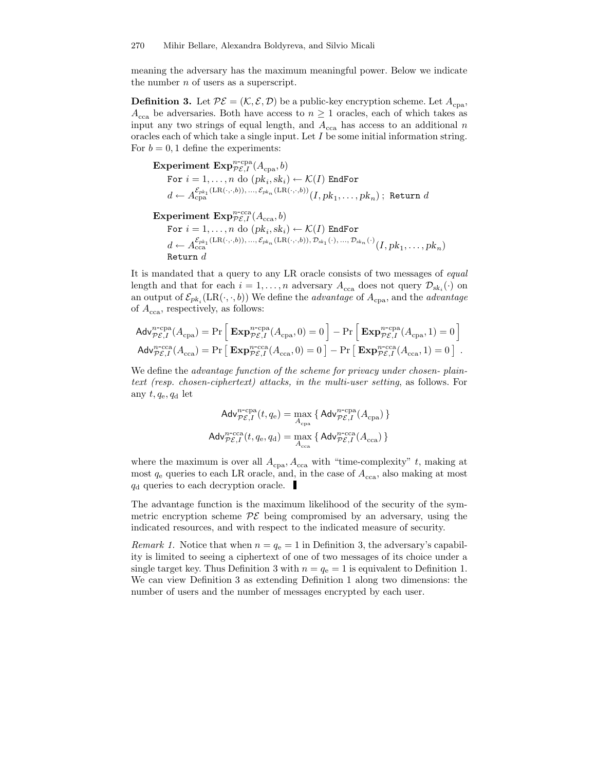meaning the adversary has the maximum meaningful power. Below we indicate the number $n$ of users as a superscript.

**Definition 3.** Let $\mathcal{PE} = (\mathcal{K}, \mathcal{E}, \mathcal{D})$ be a public-key encryption scheme. Let $A_{\rm cpa}$, $A_{\rm cca}$ be adversaries. Both have access to $n \geq 1$ oracles, each of which takes as input any two strings of equal length, and $A_{\rm cca}$ has access to an additional $n$ oracles each of which take a single input. Let $I$ be some initial information string. For $b = 0, 1$ define the experiments:

**Experiment** $\mathbf{Exp}^{n\text{-cpa}}_{\mathcal{PE},I}(A_{\rm cpa}, b)$
  For $i = 1, \ldots, n$ do $(pk_i, sk_i) \leftarrow \mathcal{K}(I)$ EndFor
  $d \leftarrow A_{\rm cpa}^{\mathcal{E}_{pk_1}(\mathrm{LR}(\cdot,\cdot,b)),\, \ldots,\, \mathcal{E}_{pk_n}(\mathrm{LR}(\cdot,\cdot,b))}(I, pk_1, \ldots, pk_n)$ ; Return $d$

**Experiment** $\mathbf{Exp}^{n\text{-cca}}_{\mathcal{PE},I}(A_{\rm cca}, b)$
  For $i = 1, \ldots, n$ do $(pk_i, sk_i) \leftarrow \mathcal{K}(I)$ EndFor
  $d \leftarrow A_{\rm cca}^{\mathcal{E}_{pk_1}(\mathrm{LR}(\cdot,\cdot,b)),\, \ldots,\, \mathcal{E}_{pk_n}(\mathrm{LR}(\cdot,\cdot,b)),\, \mathcal{D}_{sk_1}(\cdot),\, \ldots,\, \mathcal{D}_{sk_n}(\cdot)}(I, pk_1, \ldots, pk_n)$
  Return $d$

It is mandated that a query to any LR oracle consists of two messages of *equal* length and that for each $i = 1, \ldots, n$ adversary $A_{\rm cca}$ does not query $\mathcal{D}_{sk_i}(\cdot)$ on an output of $\mathcal{E}_{pk_i}(\mathrm{LR}(\cdot,\cdot,b))$ We define the *advantage* of $A_{\rm cpa}$, and the *advantage* of $A_{\rm cca}$, respectively, as follows:

$$\mathsf{Adv}^{n\text{-cpa}}_{\mathcal{PE},I}(A_{\rm cpa}) = \Pr\left[\, \mathbf{Exp}^{n\text{-cpa}}_{\mathcal{PE},I}(A_{\rm cpa}, 0) = 0 \,\right] - \Pr\left[\, \mathbf{Exp}^{n\text{-cpa}}_{\mathcal{PE},I}(A_{\rm cpa}, 1) = 0 \,\right]$$
$$\mathsf{Adv}^{n\text{-cca}}_{\mathcal{PE},I}(A_{\rm cca}) = \Pr\left[\, \mathbf{Exp}^{n\text{-cca}}_{\mathcal{PE},I}(A_{\rm cca}, 0) = 0 \,\right] - \Pr\left[\, \mathbf{Exp}^{n\text{-cca}}_{\mathcal{PE},I}(A_{\rm cca}, 1) = 0 \,\right] .$$

We define the *advantage function of the scheme for privacy under chosen- plaintext (resp. chosen-ciphertext) attacks, in the multi-user setting*, as follows. For any $t, q_{\rm e}, q_{\rm d}$ let

$$\mathsf{Adv}^{n\text{-cpa}}_{\mathcal{PE},I}(t, q_{\rm e}) = \max_{A_{\rm cpa}} \{\, \mathsf{Adv}^{n\text{-cpa}}_{\mathcal{PE},I}(A_{\rm cpa}) \,\}$$
$$\mathsf{Adv}^{n\text{-cca}}_{\mathcal{PE},I}(t, q_{\rm e}, q_{\rm d}) = \max_{A_{\rm cca}} \{\, \mathsf{Adv}^{n\text{-cca}}_{\mathcal{PE},I}(A_{\rm cca}) \,\}$$

where the maximum is over all $A_{\rm cpa}, A_{\rm cca}$ with "time-complexity" $t$, making at most $q_{\rm e}$ queries to each LR oracle, and, in the case of $A_{\rm cca}$, also making at most $q_{\rm d}$ queries to each decryption oracle. ▮

The advantage function is the maximum likelihood of the security of the symmetric encryption scheme $\mathcal{PE}$ being compromised by an adversary, using the indicated resources, and with respect to the indicated measure of security.

*Remark 1.* Notice that when $n = q_{\rm e} = 1$ in Definition 3, the adversary's capability is limited to seeing a ciphertext of one of two messages of its choice under a single target key. Thus Definition 3 with $n = q_{\rm e} = 1$ is equivalent to Definition 1. We can view Definition 3 as extending Definition 1 along two dimensions: the number of users and the number of messages encrypted by each user.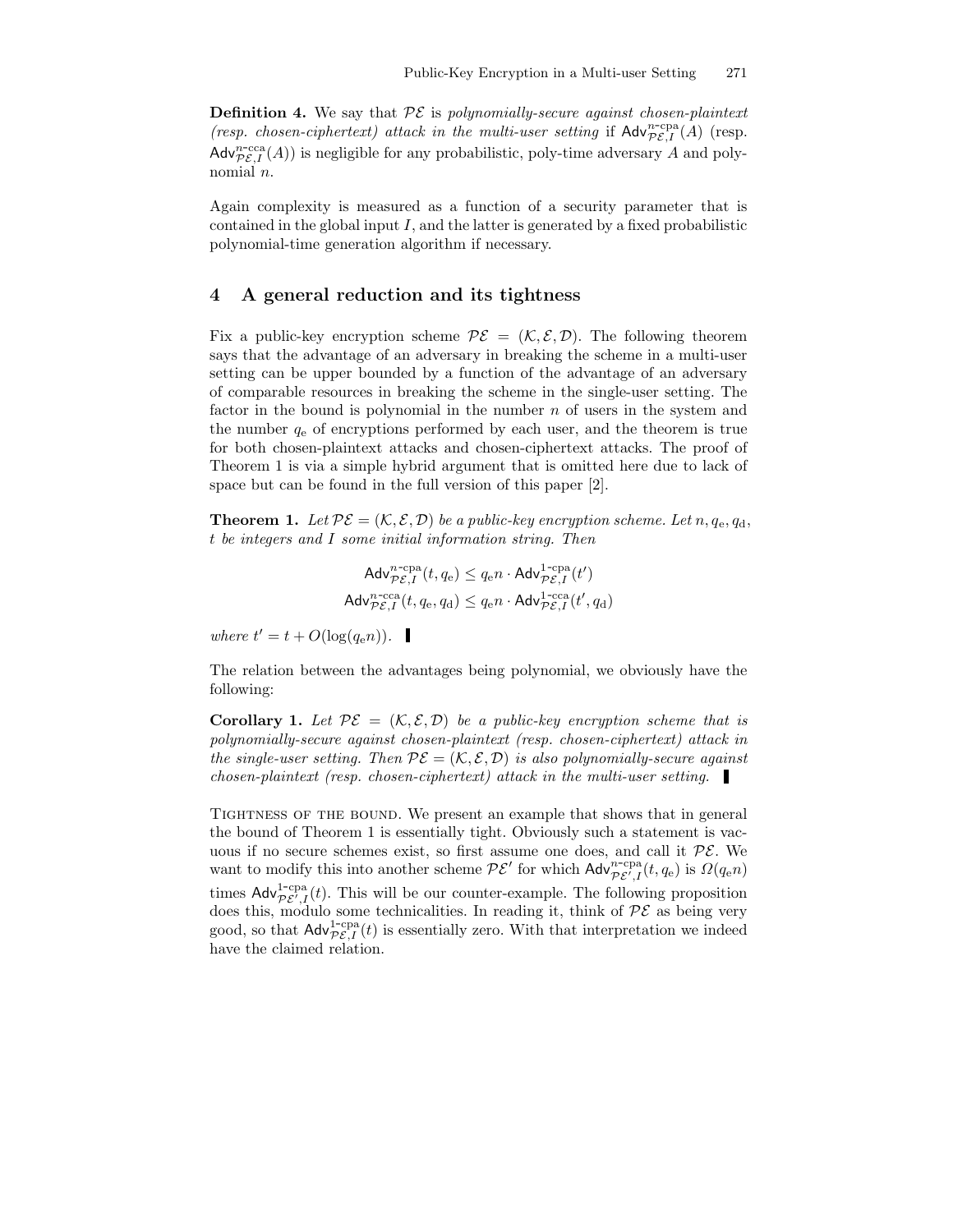**Definition 4.** We say that $\mathcal{PE}$ is *polynomially-secure against chosen-plaintext (resp. chosen-ciphertext) attack in the multi-user setting* if $\mathsf{Adv}^{n\text{-cpa}}_{\mathcal{PE},I}(A)$ (resp. $\mathsf{Adv}^{n\text{-cca}}_{\mathcal{PE},I}(A)$) is negligible for any probabilistic, poly-time adversary $A$ and polynomial $n$.

Again complexity is measured as a function of a security parameter that is contained in the global input $I$, and the latter is generated by a fixed probabilistic polynomial-time generation algorithm if necessary.

## 4 A general reduction and its tightness

Fix a public-key encryption scheme $\mathcal{PE} = (\mathcal{K}, \mathcal{E}, \mathcal{D})$. The following theorem says that the advantage of an adversary in breaking the scheme in a multi-user setting can be upper bounded by a function of the advantage of an adversary of comparable resources in breaking the scheme in the single-user setting. The factor in the bound is polynomial in the number $n$ of users in the system and the number $q_e$ of encryptions performed by each user, and the theorem is true for both chosen-plaintext attacks and chosen-ciphertext attacks. The proof of Theorem 1 is via a simple hybrid argument that is omitted here due to lack of space but can be found in the full version of this paper [2].

**Theorem 1.** *Let $\mathcal{PE} = (\mathcal{K}, \mathcal{E}, \mathcal{D})$ be a public-key encryption scheme. Let $n, q_e, q_d$, $t$ be integers and $I$ some initial information string. Then*

$$\mathsf{Adv}^{n\text{-cpa}}_{\mathcal{PE},I}(t, q_e) \leq q_e n \cdot \mathsf{Adv}^{1\text{-cpa}}_{\mathcal{PE},I}(t')$$
$$\mathsf{Adv}^{n\text{-cca}}_{\mathcal{PE},I}(t, q_e, q_d) \leq q_e n \cdot \mathsf{Adv}^{1\text{-cca}}_{\mathcal{PE},I}(t', q_d)$$

*where $t' = t + O(\log(q_e n))$.* ▮

The relation between the advantages being polynomial, we obviously have the following:

**Corollary 1.** *Let $\mathcal{PE} = (\mathcal{K}, \mathcal{E}, \mathcal{D})$ be a public-key encryption scheme that is polynomially-secure against chosen-plaintext (resp. chosen-ciphertext) attack in the single-user setting. Then $\mathcal{PE} = (\mathcal{K}, \mathcal{E}, \mathcal{D})$ is also polynomially-secure against chosen-plaintext (resp. chosen-ciphertext) attack in the multi-user setting.* ▮

TIGHTNESS OF THE BOUND. We present an example that shows that in general the bound of Theorem 1 is essentially tight. Obviously such a statement is vacuous if no secure schemes exist, so first assume one does, and call it $\mathcal{PE}$. We want to modify this into another scheme $\mathcal{PE}'$ for which $\mathsf{Adv}^{n\text{-cpa}}_{\mathcal{PE}',I}(t, q_e)$ is $\Omega(q_e n)$ times $\mathsf{Adv}^{1\text{-cpa}}_{\mathcal{PE}',I}(t)$. This will be our counter-example. The following proposition does this, modulo some technicalities. In reading it, think of $\mathcal{PE}$ as being very good, so that $\mathsf{Adv}^{1\text{-cpa}}_{\mathcal{PE},I}(t)$ is essentially zero. With that interpretation we indeed have the claimed relation.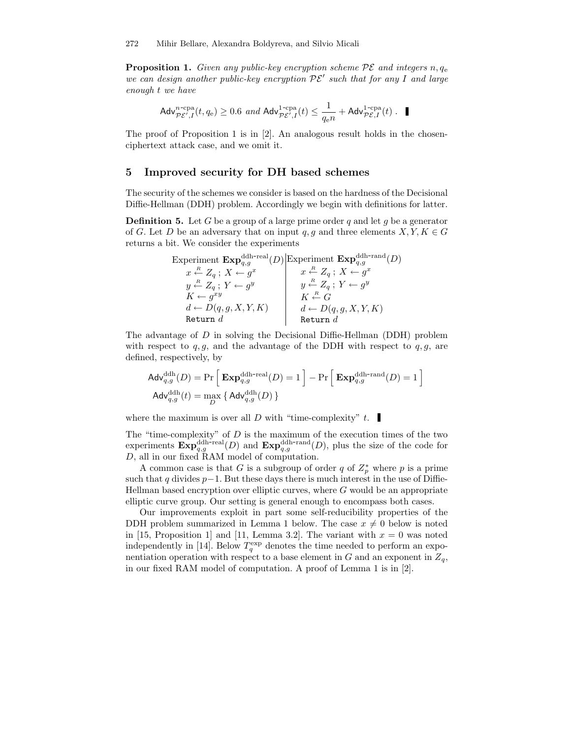**Proposition 1.** *Given any public-key encryption scheme $\mathcal{PE}$ and integers $n, q_e$ we can design another public-key encryption $\mathcal{PE}'$ such that for any $I$ and large enough $t$ we have*

$$\mathsf{Adv}^{n\text{-cpa}}_{\mathcal{PE}',I}(t, q_e) \geq 0.6 \text{ and } \mathsf{Adv}^{1\text{-cpa}}_{\mathcal{PE}',I}(t) \leq \frac{1}{q_e n} + \mathsf{Adv}^{1\text{-cpa}}_{\mathcal{PE},I}(t) . \blacksquare$$

The proof of Proposition 1 is in [2]. An analogous result holds in the chosen-ciphertext attack case, and we omit it.

## 5 Improved security for DH based schemes

The security of the schemes we consider is based on the hardness of the Decisional Diffie-Hellman (DDH) problem. Accordingly we begin with definitions for latter.

**Definition 5.** Let $G$ be a group of a large prime order $q$ and let $g$ be a generator of $G$. Let $D$ be an adversary that on input $q, g$ and three elements $X, Y, K \in G$ returns a bit. We consider the experiments

| Experiment $\mathbf{Exp}^{\text{ddh-real}}_{q,g}(D)$ | Experiment $\mathbf{Exp}^{\text{ddh-rand}}_{q,g}(D)$ |
|---|---|
| $x \stackrel{R}{\leftarrow} Z_q$ ; $X \leftarrow g^x$ | $x \stackrel{R}{\leftarrow} Z_q$ ; $X \leftarrow g^x$ |
| $y \stackrel{R}{\leftarrow} Z_q$ ; $Y \leftarrow g^y$ | $y \stackrel{R}{\leftarrow} Z_q$ ; $Y \leftarrow g^y$ |
| $K \leftarrow g^{xy}$ | $K \stackrel{R}{\leftarrow} G$ |
| $d \leftarrow D(q, g, X, Y, K)$ | $d \leftarrow D(q, g, X, Y, K)$ |
| Return $d$ | Return $d$ |

The advantage of $D$ in solving the Decisional Diffie-Hellman (DDH) problem with respect to $q, g$, and the advantage of the DDH with respect to $q, g$, are defined, respectively, by

$$\mathsf{Adv}^{\text{ddh}}_{q,g}(D) = \Pr\left[\, \mathbf{Exp}^{\text{ddh-real}}_{q,g}(D) = 1 \,\right] - \Pr\left[\, \mathbf{Exp}^{\text{ddh-rand}}_{q,g}(D) = 1 \,\right]$$

$$\mathsf{Adv}^{\text{ddh}}_{q,g}(t) = \max_D \{ \mathsf{Adv}^{\text{ddh}}_{q,g}(D) \}$$

where the maximum is over all $D$ with "time-complexity" $t$. $\blacksquare$

The "time-complexity" of $D$ is the maximum of the execution times of the two experiments $\mathbf{Exp}^{\text{ddh-real}}_{q,g}(D)$ and $\mathbf{Exp}^{\text{ddh-rand}}_{q,g}(D)$, plus the size of the code for $D$, all in our fixed RAM model of computation.

A common case is that $G$ is a subgroup of order $q$ of $Z_p^*$ where $p$ is a prime such that $q$ divides $p-1$. But these days there is much interest in the use of Diffie-Hellman based encryption over elliptic curves, where $G$ would be an appropriate elliptic curve group. Our setting is general enough to encompass both cases.

Our improvements exploit in part some self-reducibility properties of the DDH problem summarized in Lemma 1 below. The case $x \neq 0$ below is noted in [15, Proposition 1] and [11, Lemma 3.2]. The variant with $x = 0$ was noted independently in [14]. Below $T_q^{\exp}$ denotes the time needed to perform an exponentiation operation with respect to a base element in $G$ and an exponent in $Z_q$, in our fixed RAM model of computation. A proof of Lemma 1 is in [2].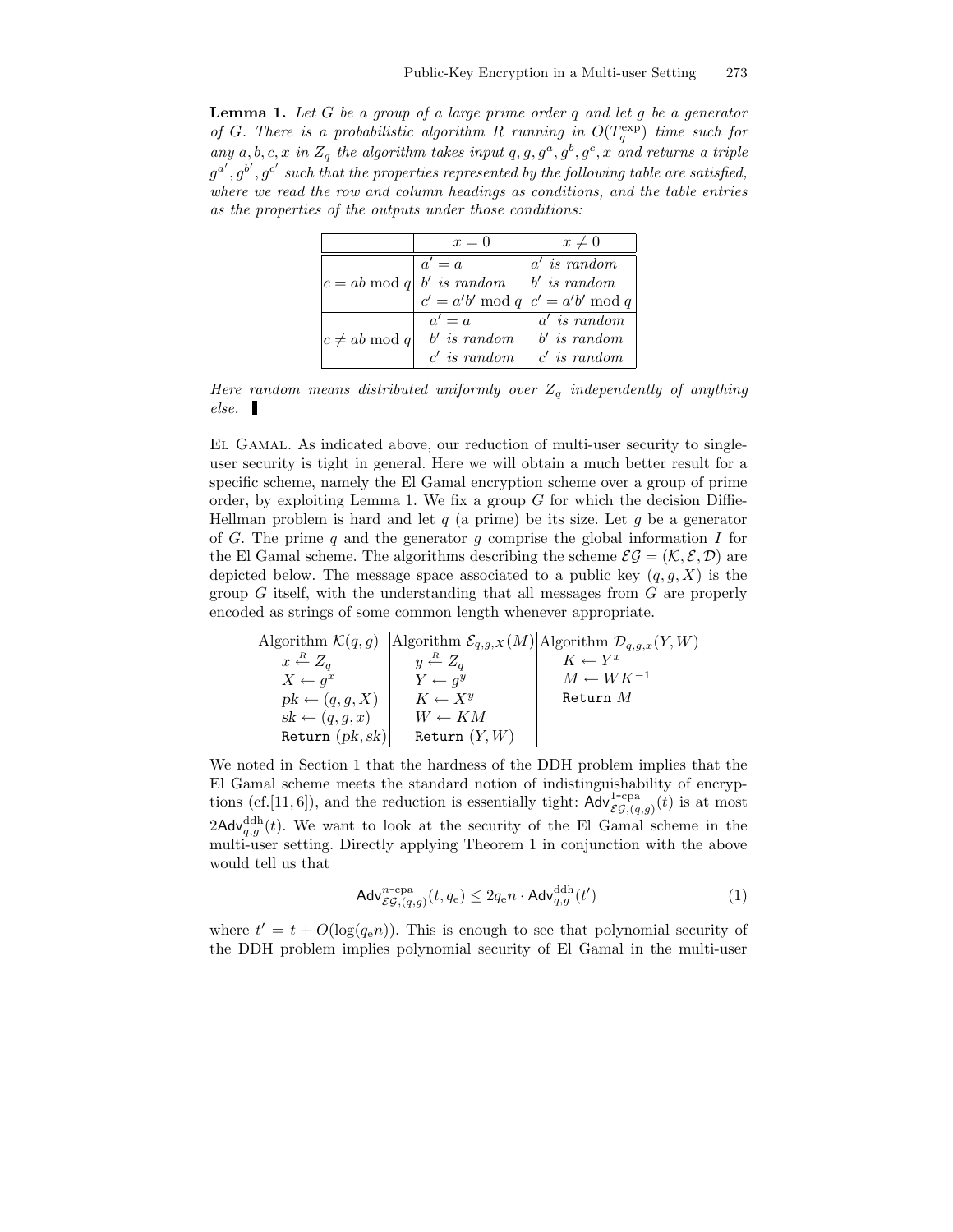**Lemma 1.** *Let $G$ be a group of a large prime order $q$ and let $g$ be a generator of $G$. There is a probabilistic algorithm $R$ running in $O(T_q^{\exp})$ time such for any $a, b, c, x$ in $Z_q$ the algorithm takes input $q, g, g^a, g^b, g^c, x$ and returns a triple $g^{a'}, g^{b'}, g^{c'}$ such that the properties represented by the following table are satisfied, where we read the row and column headings as conditions, and the table entries as the properties of the outputs under those conditions:*

| | $x = 0$ | $x \neq 0$ |
|---|---|---|
| $c = ab \bmod q$ | $a' = a$<br>$b'$ *is random*<br>$c' = a'b' \bmod q$ | $a'$ *is random*<br>$b'$ *is random*<br>$c' = a'b' \bmod q$ |
| $c \neq ab \bmod q$ | $a' = a$<br>$b'$ *is random*<br>$c'$ *is random* | $a'$ *is random*<br>$b'$ *is random*<br>$c'$ *is random* |

*Here random means distributed uniformly over $Z_q$ independently of anything else.* ∎

El Gamal. As indicated above, our reduction of multi-user security to single-user security is tight in general. Here we will obtain a much better result for a specific scheme, namely the El Gamal encryption scheme over a group of prime order, by exploiting Lemma 1. We fix a group $G$ for which the decision Diffie-Hellman problem is hard and let $q$ (a prime) be its size. Let $g$ be a generator of $G$. The prime $q$ and the generator $g$ comprise the global information $I$ for the El Gamal scheme. The algorithms describing the scheme $\mathcal{EG} = (\mathcal{K}, \mathcal{E}, \mathcal{D})$ are depicted below. The message space associated to a public key $(q, g, X)$ is the group $G$ itself, with the understanding that all messages from $G$ are properly encoded as strings of some common length whenever appropriate.

| Algorithm $\mathcal{K}(q, g)$ | Algorithm $\mathcal{E}_{q,g,X}(M)$ | Algorithm $\mathcal{D}_{q,g,x}(Y, W)$ |
|---|---|---|
| $x \xleftarrow{R} Z_q$ | $y \xleftarrow{R} Z_q$ | $K \leftarrow Y^x$ |
| $X \leftarrow g^x$ | $Y \leftarrow g^y$ | $M \leftarrow WK^{-1}$ |
| $pk \leftarrow (q, g, X)$ | $K \leftarrow X^y$ | Return $M$ |
| $sk \leftarrow (q, g, x)$ | $W \leftarrow KM$ | |
| Return $(pk, sk)$ | Return $(Y, W)$ | |

We noted in Section 1 that the hardness of the DDH problem implies that the El Gamal scheme meets the standard notion of indistinguishability of encryptions (cf.[11, 6]), and the reduction is essentially tight: $\mathsf{Adv}^{1\text{-cpa}}_{\mathcal{EG},(q,g)}(t)$ is at most $2\mathsf{Adv}^{\text{ddh}}_{q,g}(t)$. We want to look at the security of the El Gamal scheme in the multi-user setting. Directly applying Theorem 1 in conjunction with the above would tell us that

$$\mathsf{Adv}^{n\text{-cpa}}_{\mathcal{EG},(q,g)}(t, q_e) \leq 2q_e n \cdot \mathsf{Adv}^{\text{ddh}}_{q,g}(t') \tag{1}$$

where $t' = t + O(\log(q_e n))$. This is enough to see that polynomial security of the DDH problem implies polynomial security of El Gamal in the multi-user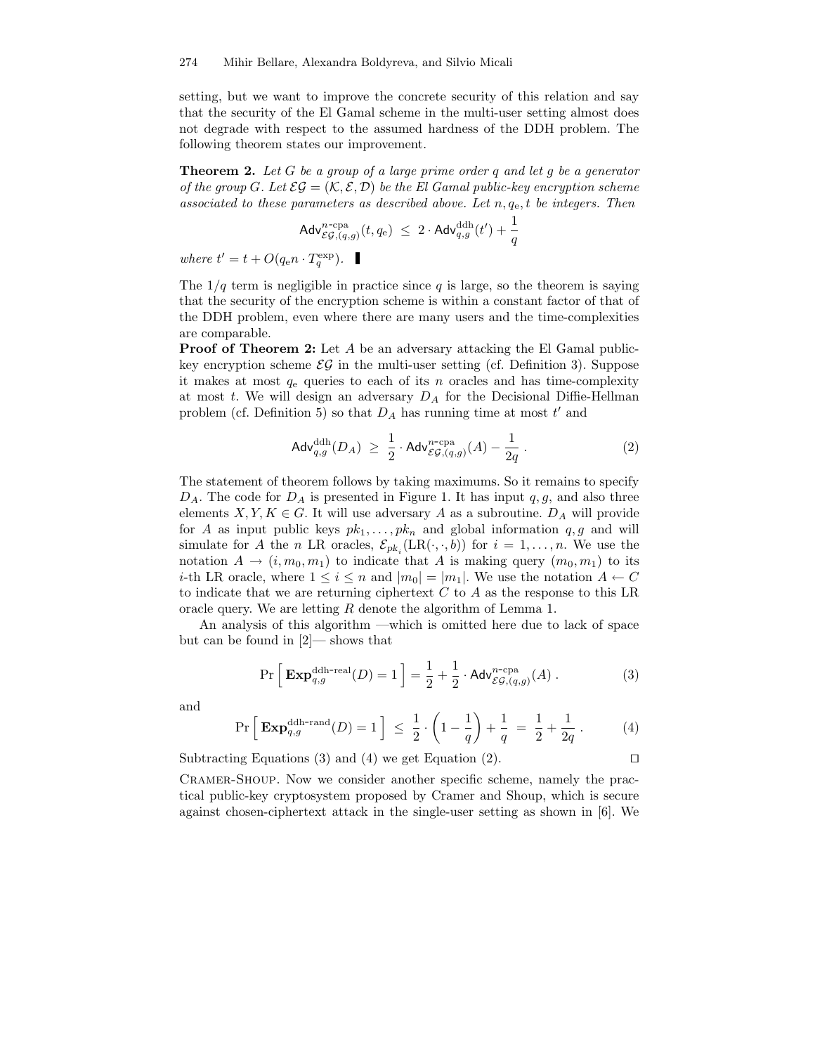setting, but we want to improve the concrete security of this relation and say that the security of the El Gamal scheme in the multi-user setting almost does not degrade with respect to the assumed hardness of the DDH problem. The following theorem states our improvement.

**Theorem 2.** *Let $G$ be a group of a large prime order $q$ and let $g$ be a generator of the group $G$. Let $\mathcal{EG} = (\mathcal{K}, \mathcal{E}, \mathcal{D})$ be the El Gamal public-key encryption scheme associated to these parameters as described above. Let $n, q_e, t$ be integers. Then*

$$\mathsf{Adv}^{n\text{-cpa}}_{\mathcal{EG},(q,g)}(t, q_e) \;\leq\; 2 \cdot \mathsf{Adv}^{\text{ddh}}_{q,g}(t') + \frac{1}{q}$$

*where $t' = t + O(q_e n \cdot T^{\exp}_q)$.* ∎

The $1/q$ term is negligible in practice since $q$ is large, so the theorem is saying that the security of the encryption scheme is within a constant factor of that of the DDH problem, even where there are many users and the time-complexities are comparable.

**Proof of Theorem 2:** Let $A$ be an adversary attacking the El Gamal public-key encryption scheme $\mathcal{EG}$ in the multi-user setting (cf. Definition 3). Suppose it makes at most $q_e$ queries to each of its $n$ oracles and has time-complexity at most $t$. We will design an adversary $D_A$ for the Decisional Diffie-Hellman problem (cf. Definition 5) so that $D_A$ has running time at most $t'$ and

$$\mathsf{Adv}^{\text{ddh}}_{q,g}(D_A) \;\geq\; \frac{1}{2} \cdot \mathsf{Adv}^{n\text{-cpa}}_{\mathcal{EG},(q,g)}(A) - \frac{1}{2q} \,. \tag{2}$$

The statement of theorem follows by taking maximums. So it remains to specify $D_A$. The code for $D_A$ is presented in Figure 1. It has input $q, g$, and also three elements $X, Y, K \in G$. It will use adversary $A$ as a subroutine. $D_A$ will provide for $A$ as input public keys $pk_1, \ldots, pk_n$ and global information $q, g$ and will simulate for $A$ the $n$ LR oracles, $\mathcal{E}_{pk_i}(\text{LR}(\cdot,\cdot,b))$ for $i = 1, \ldots, n$. We use the notation $A \to (i, m_0, m_1)$ to indicate that $A$ is making query $(m_0, m_1)$ to its $i$-th LR oracle, where $1 \leq i \leq n$ and $|m_0| = |m_1|$. We use the notation $A \leftarrow C$ to indicate that we are returning ciphertext $C$ to $A$ as the response to this LR oracle query. We are letting $R$ denote the algorithm of Lemma 1.

An analysis of this algorithm —which is omitted here due to lack of space but can be found in [2]— shows that

$$\Pr\left[\, \mathbf{Exp}^{\text{ddh-real}}_{q,g}(D) = 1 \,\right] = \frac{1}{2} + \frac{1}{2} \cdot \mathsf{Adv}^{n\text{-cpa}}_{\mathcal{EG},(q,g)}(A) \,. \tag{3}$$

and

$$\Pr\left[\, \mathbf{Exp}^{\text{ddh-rand}}_{q,g}(D) = 1 \,\right] \;\leq\; \frac{1}{2} \cdot \left(1 - \frac{1}{q}\right) + \frac{1}{q} \;=\; \frac{1}{2} + \frac{1}{2q} \,. \tag{4}$$

Subtracting Equations (3) and (4) we get Equation (2). □

Cramer-Shoup. Now we consider another specific scheme, namely the practical public-key cryptosystem proposed by Cramer and Shoup, which is secure against chosen-ciphertext attack in the single-user setting as shown in [6]. We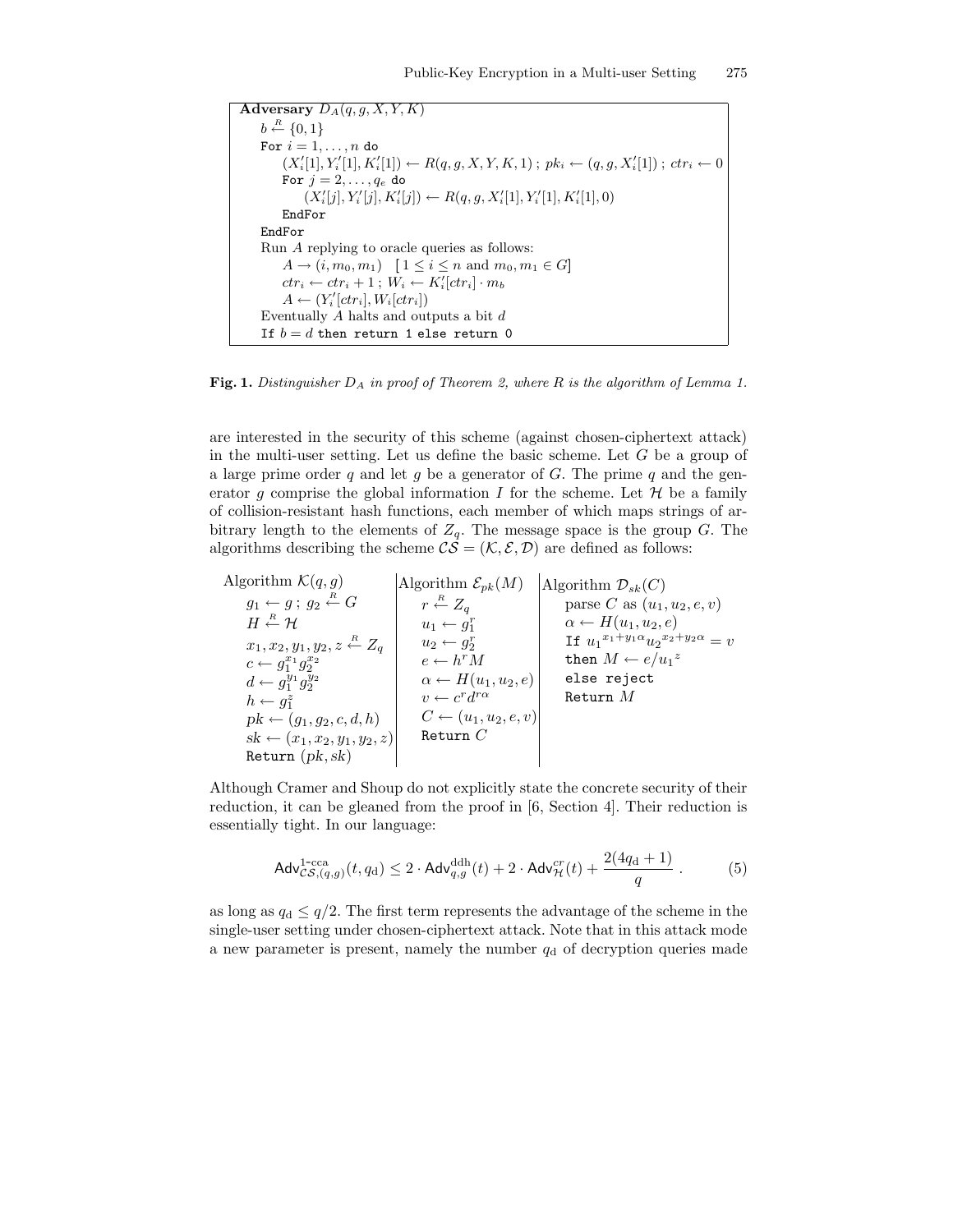```
Adversary D_A(q, g, X, Y, K)
    b ←R {0,1}
    For i = 1,...,n do
        (X'_i[1], Y'_i[1], K'_i[1]) ← R(q, g, X, Y, K, 1) ; pk_i ← (q, g, X'_i[1]) ; ctr_i ← 0
        For j = 2,...,q_e do
            (X'_i[j], Y'_i[j], K'_i[j]) ← R(q, g, X'_i[1], Y'_i[1], K'_i[1], 0)
        EndFor
    EndFor
    Run A replying to oracle queries as follows:
        A → (i, m_0, m_1)   [1 ≤ i ≤ n and m_0, m_1 ∈ G]
        ctr_i ← ctr_i + 1 ; W_i ← K'_i[ctr_i] · m_b
        A ← (Y'_i[ctr_i], W_i[ctr_i])
    Eventually A halts and outputs a bit d
    If b = d then return 1 else return 0
```

**Fig. 1.** *Distinguisher $D_A$ in proof of Theorem 2, where $R$ is the algorithm of Lemma 1.*

are interested in the security of this scheme (against chosen-ciphertext attack) in the multi-user setting. Let us define the basic scheme. Let $G$ be a group of a large prime order $q$ and let $g$ be a generator of $G$. The prime $q$ and the generator $g$ comprise the global information $I$ for the scheme. Let $\mathcal{H}$ be a family of collision-resistant hash functions, each member of which maps strings of arbitrary length to the elements of $Z_q$. The message space is the group $G$. The algorithms describing the scheme $\mathcal{CS} = (\mathcal{K}, \mathcal{E}, \mathcal{D})$ are defined as follows:

| Algorithm $\mathcal{K}(q, g)$ | Algorithm $\mathcal{E}_{pk}(M)$ | Algorithm $\mathcal{D}_{sk}(C)$ |
|---|---|---|
| $g_1 \leftarrow g$ ; $g_2 \stackrel{R}{\leftarrow} G$ | $r \stackrel{R}{\leftarrow} Z_q$ | parse $C$ as $(u_1, u_2, e, v)$ |
| $H \stackrel{R}{\leftarrow} \mathcal{H}$ | $u_1 \leftarrow g_1^r$ | $\alpha \leftarrow H(u_1, u_2, e)$ |
| $x_1, x_2, y_1, y_2, z \stackrel{R}{\leftarrow} Z_q$ | $u_2 \leftarrow g_2^r$ | If ${u_1}^{x_1+y_1\alpha}{u_2}^{x_2+y_2\alpha} = v$ |
| $c \leftarrow g_1^{x_1} g_2^{x_2}$ | $e \leftarrow h^r M$ | then $M \leftarrow e/{u_1}^z$ |
| $d \leftarrow g_1^{y_1} g_2^{y_2}$ | $\alpha \leftarrow H(u_1, u_2, e)$ | else reject |
| $h \leftarrow g_1^z$ | $v \leftarrow c^r d^{r\alpha}$ | Return $M$ |
| $pk \leftarrow (g_1, g_2, c, d, h)$ | $C \leftarrow (u_1, u_2, e, v)$ | |
| $sk \leftarrow (x_1, x_2, y_1, y_2, z)$ | Return $C$ | |
| Return $(pk, sk)$ | | |

Although Cramer and Shoup do not explicitly state the concrete security of their reduction, it can be gleaned from the proof in [6, Section 4]. Their reduction is essentially tight. In our language:

$$\mathsf{Adv}^{\text{1-cca}}_{\mathcal{CS},(q,g)}(t, q_{\rm d}) \leq 2 \cdot \mathsf{Adv}^{\rm ddh}_{q,g}(t) + 2 \cdot \mathsf{Adv}^{cr}_{\mathcal{H}}(t) + \frac{2(4q_{\rm d} + 1)}{q} \ . \qquad (5)$$

as long as $q_{\rm d} \leq q/2$. The first term represents the advantage of the scheme in the single-user setting under chosen-ciphertext attack. Note that in this attack mode a new parameter is present, namely the number $q_{\rm d}$ of decryption queries made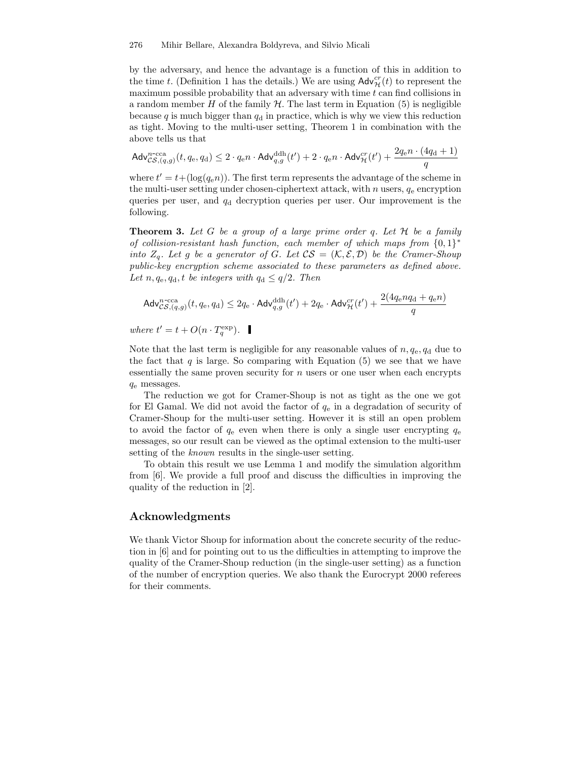by the adversary, and hence the advantage is a function of this in addition to the time $t$. (Definition 1 has the details.) We are using $\mathsf{Adv}^{cr}_{\mathcal{H}}(t)$ to represent the maximum possible probability that an adversary with time $t$ can find collisions in a random member $H$ of the family $\mathcal{H}$. The last term in Equation (5) is negligible because $q$ is much bigger than $q_{\mathrm{d}}$ in practice, which is why we view this reduction as tight. Moving to the multi-user setting, Theorem 1 in combination with the above tells us that

$$\mathsf{Adv}^{n\text{-cca}}_{\mathcal{CS},(q,g)}(t, q_{\mathrm{e}}, q_{\mathrm{d}}) \leq 2 \cdot q_{\mathrm{e}} n \cdot \mathsf{Adv}^{\mathrm{ddh}}_{q,g}(t') + 2 \cdot q_{\mathrm{e}} n \cdot \mathsf{Adv}^{cr}_{\mathcal{H}}(t') + \frac{2q_{\mathrm{e}} n \cdot (4q_{\mathrm{d}} + 1)}{q}$$

where $t' = t + (\log(q_{\mathrm{e}} n))$. The first term represents the advantage of the scheme in the multi-user setting under chosen-ciphertext attack, with $n$ users, $q_{\mathrm{e}}$ encryption queries per user, and $q_{\mathrm{d}}$ decryption queries per user. Our improvement is the following.

**Theorem 3.** *Let $G$ be a group of a large prime order $q$. Let $\mathcal{H}$ be a family of collision-resistant hash function, each member of which maps from $\{0,1\}^*$ into $Z_q$. Let $g$ be a generator of $G$. Let $\mathcal{CS} = (\mathcal{K}, \mathcal{E}, \mathcal{D})$ be the Cramer-Shoup public-key encryption scheme associated to these parameters as defined above. Let $n, q_{\mathrm{e}}, q_{\mathrm{d}}, t$ be integers with $q_{\mathrm{d}} \leq q/2$. Then*

$$\mathsf{Adv}^{n\text{-cca}}_{\mathcal{CS},(q,g)}(t, q_{\mathrm{e}}, q_{\mathrm{d}}) \leq 2q_{\mathrm{e}} \cdot \mathsf{Adv}^{\mathrm{ddh}}_{q,g}(t') + 2q_{\mathrm{e}} \cdot \mathsf{Adv}^{cr}_{\mathcal{H}}(t') + \frac{2(4q_{\mathrm{e}} n q_{\mathrm{d}} + q_{\mathrm{e}} n)}{q}$$

*where $t' = t + O(n \cdot T^{\mathrm{exp}}_q)$.* ▌

Note that the last term is negligible for any reasonable values of $n, q_{\mathrm{e}}, q_{\mathrm{d}}$ due to the fact that $q$ is large. So comparing with Equation (5) we see that we have essentially the same proven security for $n$ users or one user when each encrypts $q_{\mathrm{e}}$ messages.

The reduction we got for Cramer-Shoup is not as tight as the one we got for El Gamal. We did not avoid the factor of $q_{\mathrm{e}}$ in a degradation of security of Cramer-Shoup for the multi-user setting. However it is still an open problem to avoid the factor of $q_{\mathrm{e}}$ even when there is only a single user encrypting $q_{\mathrm{e}}$ messages, so our result can be viewed as the optimal extension to the multi-user setting of the *known* results in the single-user setting.

To obtain this result we use Lemma 1 and modify the simulation algorithm from [6]. We provide a full proof and discuss the difficulties in improving the quality of the reduction in [2].

## Acknowledgments

We thank Victor Shoup for information about the concrete security of the reduction in [6] and for pointing out to us the difficulties in attempting to improve the quality of the Cramer-Shoup reduction (in the single-user setting) as a function of the number of encryption queries. We also thank the Eurocrypt 2000 referees for their comments.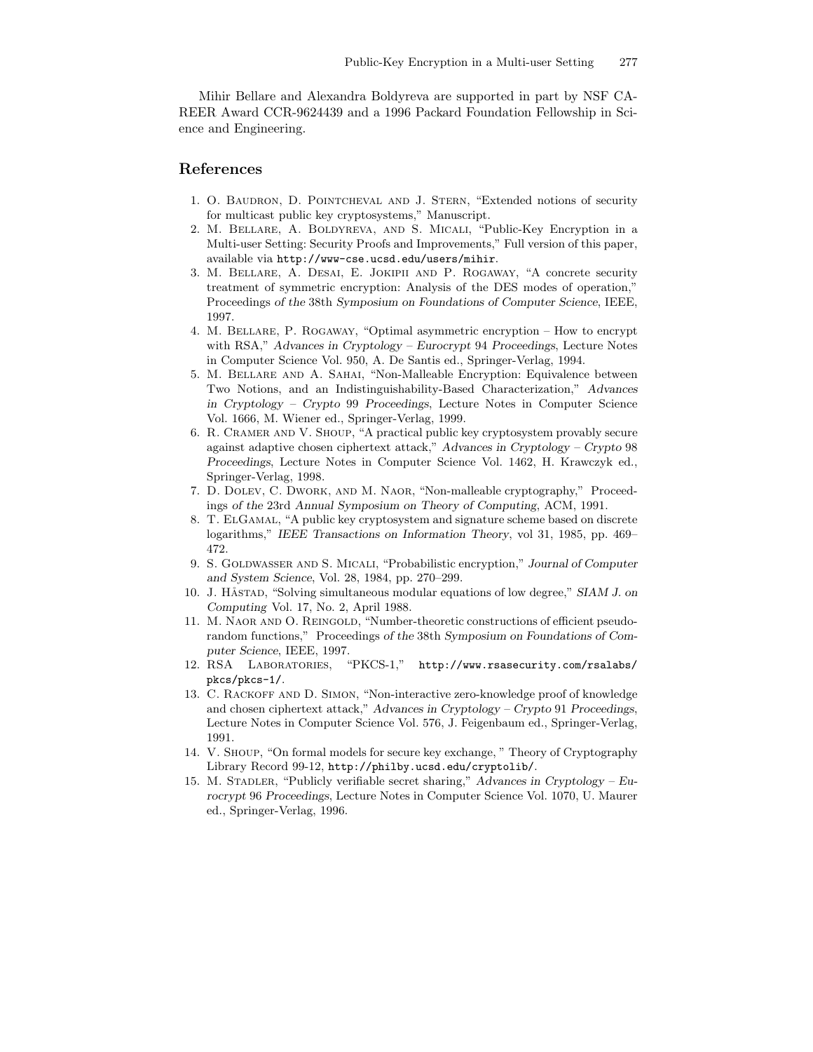Mihir Bellare and Alexandra Boldyreva are supported in part by NSF CAREER Award CCR-9624439 and a 1996 Packard Foundation Fellowship in Science and Engineering.

## References

1. O. Baudron, D. Pointcheval and J. Stern, "Extended notions of security for multicast public key cryptosystems," Manuscript.
2. M. Bellare, A. Boldyreva, and S. Micali, "Public-Key Encryption in a Multi-user Setting: Security Proofs and Improvements," Full version of this paper, available via `http://www-cse.ucsd.edu/users/mihir`.
3. M. Bellare, A. Desai, E. Jokipii and P. Rogaway, "A concrete security treatment of symmetric encryption: Analysis of the DES modes of operation," Proceedings *of the* 38th *Symposium on Foundations of Computer Science*, IEEE, 1997.
4. M. Bellare, P. Rogaway, "Optimal asymmetric encryption – How to encrypt with RSA," *Advances in Cryptology – Eurocrypt* 94 *Proceedings*, Lecture Notes in Computer Science Vol. 950, A. De Santis ed., Springer-Verlag, 1994.
5. M. Bellare and A. Sahai, "Non-Malleable Encryption: Equivalence between Two Notions, and an Indistinguishability-Based Characterization," *Advances in Cryptology – Crypto* 99 *Proceedings*, Lecture Notes in Computer Science Vol. 1666, M. Wiener ed., Springer-Verlag, 1999.
6. R. Cramer and V. Shoup, "A practical public key cryptosystem provably secure against adaptive chosen ciphertext attack," *Advances in Cryptology – Crypto* 98 *Proceedings*, Lecture Notes in Computer Science Vol. 1462, H. Krawczyk ed., Springer-Verlag, 1998.
7. D. Dolev, C. Dwork, and M. Naor, "Non-malleable cryptography," Proceedings *of the* 23rd *Annual Symposium on Theory of Computing*, ACM, 1991.
8. T. ElGamal, "A public key cryptosystem and signature scheme based on discrete logarithms," *IEEE Transactions on Information Theory*, vol 31, 1985, pp. 469–472.
9. S. Goldwasser and S. Micali, "Probabilistic encryption," *Journal of Computer and System Science*, Vol. 28, 1984, pp. 270–299.
10. J. Håstad, "Solving simultaneous modular equations of low degree," *SIAM J. on Computing* Vol. 17, No. 2, April 1988.
11. M. Naor and O. Reingold, "Number-theoretic constructions of efficient pseudo-random functions," Proceedings *of the* 38th *Symposium on Foundations of Computer Science*, IEEE, 1997.
12. RSA Laboratories, "PKCS-1," `http://www.rsasecurity.com/rsalabs/pkcs/pkcs-1/`.
13. C. Rackoff and D. Simon, "Non-interactive zero-knowledge proof of knowledge and chosen ciphertext attack," *Advances in Cryptology – Crypto* 91 *Proceedings*, Lecture Notes in Computer Science Vol. 576, J. Feigenbaum ed., Springer-Verlag, 1991.
14. V. Shoup, "On formal models for secure key exchange, " Theory of Cryptography Library Record 99-12, `http://philby.ucsd.edu/cryptolib/`.
15. M. Stadler, "Publicly verifiable secret sharing," *Advances in Cryptology – Eurocrypt* 96 *Proceedings*, Lecture Notes in Computer Science Vol. 1070, U. Maurer ed., Springer-Verlag, 1996.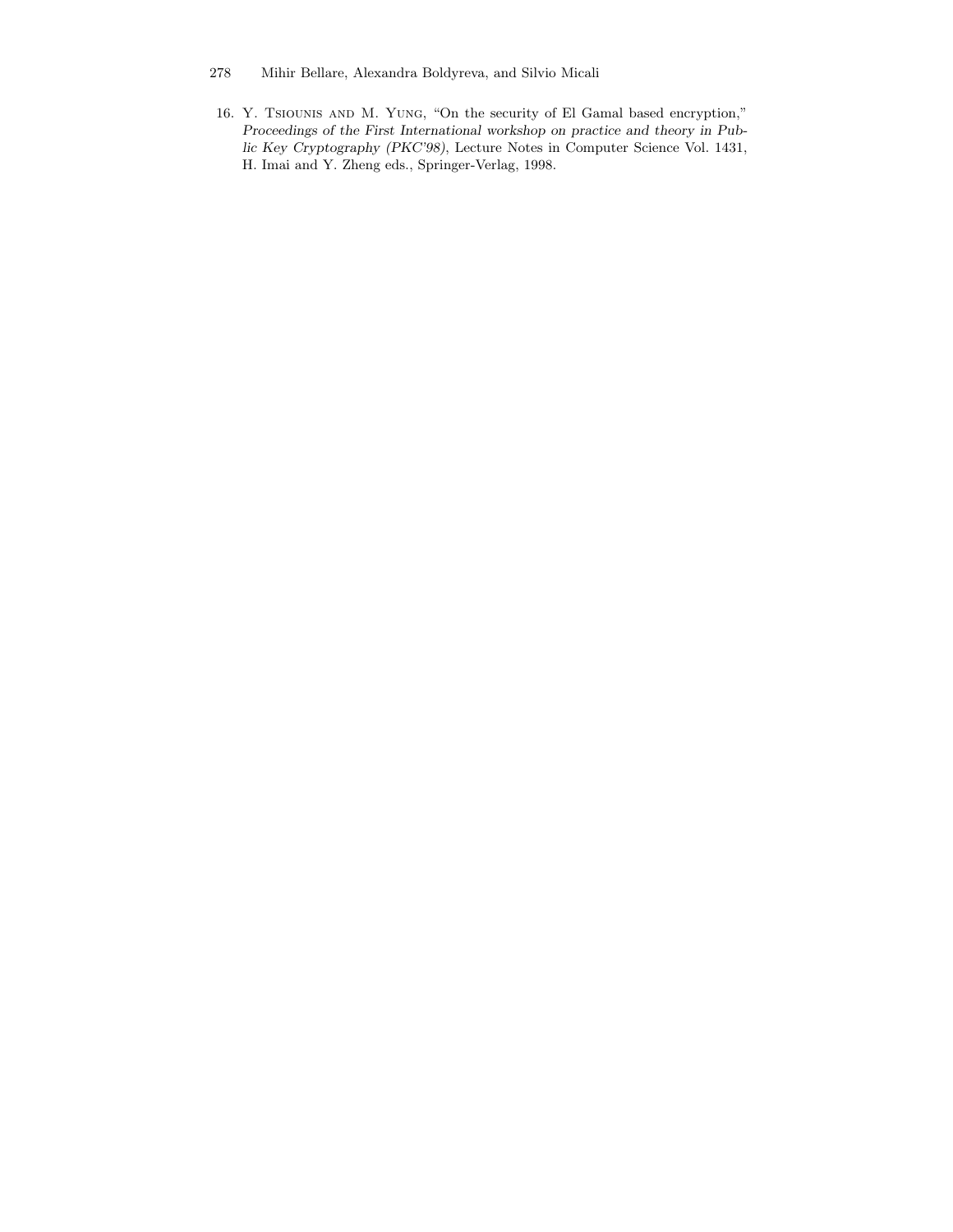16. Y. Tsiounis and M. Yung, "On the security of El Gamal based encryption," *Proceedings of the First International workshop on practice and theory in Public Key Cryptography (PKC'98)*, Lecture Notes in Computer Science Vol. 1431, H. Imai and Y. Zheng eds., Springer-Verlag, 1998.